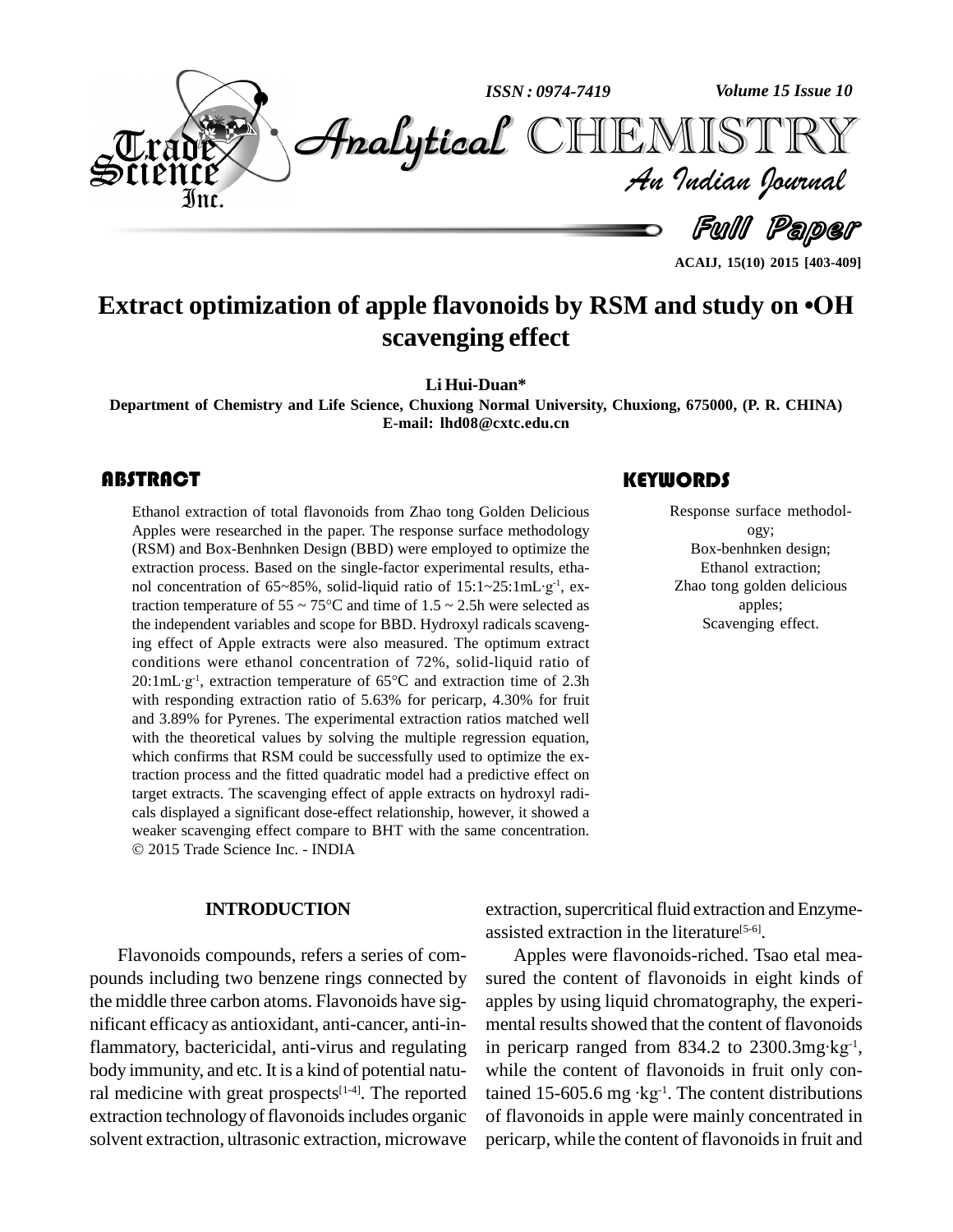# Extract optimization of apple flavonoids by RSM and study on •OH scavenging effect

**Li Hui-Duan***

**Department of Chemistry and Life Science, Chuxiong Normal University, Chuxiong, 675000, (P. R. CHINA)**
**E-mail: lhd08@cxtc.edu.cn**

## ABSTRACT

Ethanol extraction of total flavonoids from Zhao tong Golden Delicious Apples were researched in the paper. The response surface methodology (RSM) and Box-Benhnken Design (BBD) were employed to optimize the extraction process. Based on the single-factor experimental results, ethanol concentration of 65~85%, solid-liquid ratio of 15:1~25:1mL·g$^{-1}$, extraction temperature of 55 ~ 75°C and time of 1.5 ~ 2.5h were selected as the independent variables and scope for BBD. Hydroxyl radicals scavenging effect of Apple extracts were also measured. The optimum extract conditions were ethanol concentration of 72%, solid-liquid ratio of 20:1mL·g$^{-1}$, extraction temperature of 65°C and extraction time of 2.3h with responding extraction ratio of 5.63% for pericarp, 4.30% for fruit and 3.89% for Pyrenes. The experimental extraction ratios matched well with the theoretical values by solving the multiple regression equation, which confirms that RSM could be successfully used to optimize the extraction process and the fitted quadratic model had a predictive effect on target extracts. The scavenging effect of apple extracts on hydroxyl radicals displayed a significant dose-effect relationship, however, it showed a weaker scavenging effect compare to BHT with the same concentration.
© 2015 Trade Science Inc. - INDIA

## KEYWORDS

Response surface methodology;
Box-benhnken design;
Ethanol extraction;
Zhao tong golden delicious apples;
Scavenging effect.

## INTRODUCTION

Flavonoids compounds, refers a series of compounds including two benzene rings connected by the middle three carbon atoms. Flavonoids have significant efficacy as antioxidant, anti-cancer, anti-inflammatory, bactericidal, anti-virus and regulating body immunity, and etc. It is a kind of potential natural medicine with great prospects[1-4]. The reported extraction technology of flavonoids includes organic solvent extraction, ultrasonic extraction, microwave extraction, supercritical fluid extraction and Enzyme-assisted extraction in the literature[5-6].

Apples were flavonoids-riched. Tsao etal measured the content of flavonoids in eight kinds of apples by using liquid chromatography, the experimental results showed that the content of flavonoids in pericarp ranged from 834.2 to 2300.3mg·kg$^{-1}$, while the content of flavonoids in fruit only contained 15-605.6 mg ·kg$^{-1}$. The content distributions of flavonoids in apple were mainly concentrated in pericarp, while the content of flavonoids in fruit and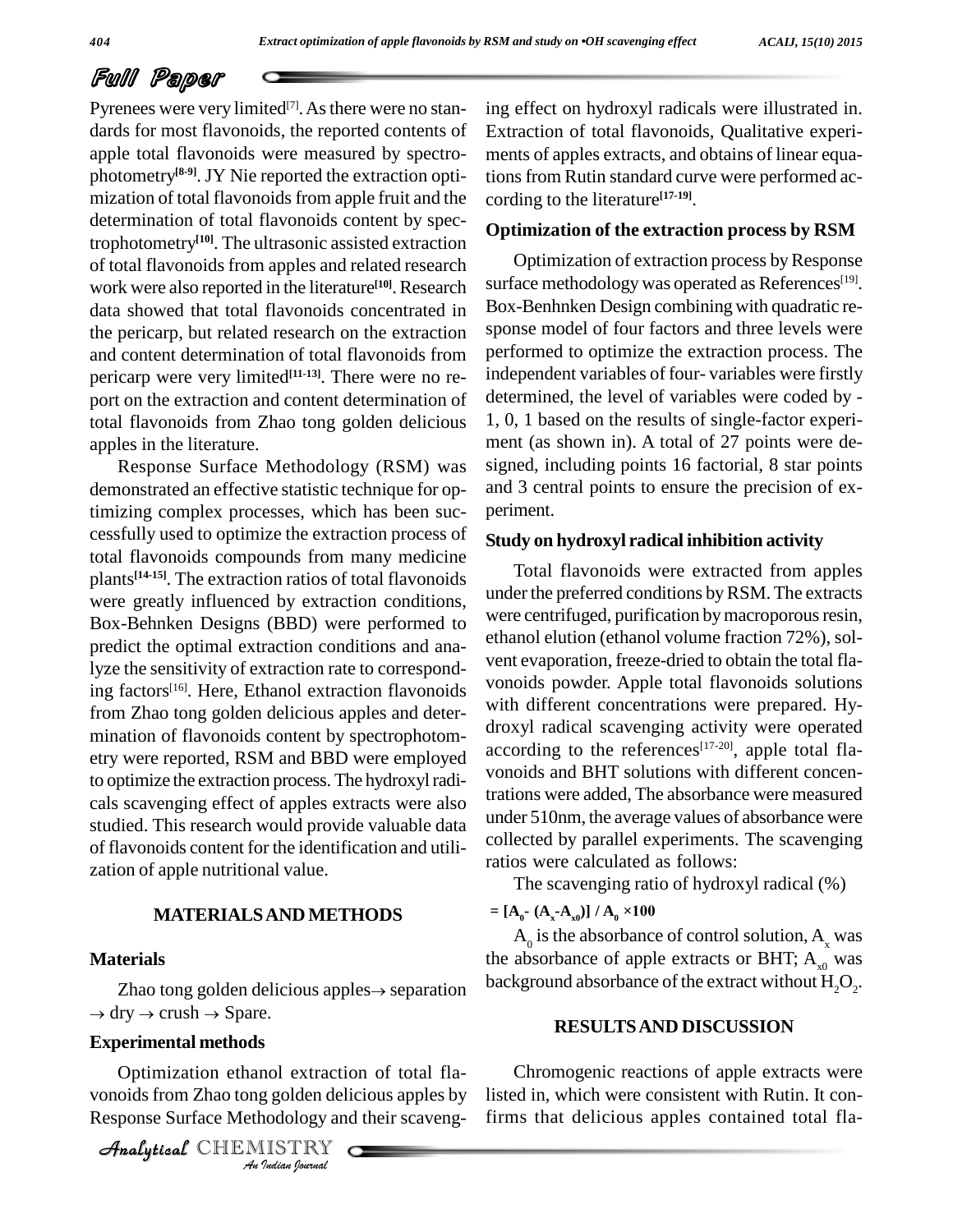Pyrenees were very limited[7]. As there were no standards for most flavonoids, the reported contents of apple total flavonoids were measured by spectrophotometry[8-9]. JY Nie reported the extraction optimization of total flavonoids from apple fruit and the determination of total flavonoids content by spectrophotometry[10]. The ultrasonic assisted extraction of total flavonoids from apples and related research work were also reported in the literature[10]. Research data showed that total flavonoids concentrated in the pericarp, but related research on the extraction and content determination of total flavonoids from pericarp were very limited[11-13]. There were no report on the extraction and content determination of total flavonoids from Zhao tong golden delicious apples in the literature.

Response Surface Methodology (RSM) was demonstrated an effective statistic technique for optimizing complex processes, which has been successfully used to optimize the extraction process of total flavonoids compounds from many medicine plants[14-15]. The extraction ratios of total flavonoids were greatly influenced by extraction conditions, Box-Behnken Designs (BBD) were performed to predict the optimal extraction conditions and analyze the sensitivity of extraction rate to corresponding factors[16]. Here, Ethanol extraction flavonoids from Zhao tong golden delicious apples and determination of flavonoids content by spectrophotometry were reported, RSM and BBD were employed to optimize the extraction process. The hydroxyl radicals scavenging effect of apples extracts were also studied. This research would provide valuable data of flavonoids content for the identification and utilization of apple nutritional value.

## MATERIALS AND METHODS

### Materials

Zhao tong golden delicious apples $\rightarrow$ separation $\rightarrow$ dry $\rightarrow$ crush $\rightarrow$ Spare.

### Experimental methods

Optimization ethanol extraction of total flavonoids from Zhao tong golden delicious apples by Response Surface Methodology and their scavenging effect on hydroxyl radicals were illustrated in. Extraction of total flavonoids, Qualitative experiments of apples extracts, and obtains of linear equations from Rutin standard curve were performed according to the literature[17-19].

### Optimization of the extraction process by RSM

Optimization of extraction process by Response surface methodology was operated as References[19]. Box-Benhnken Design combining with quadratic response model of four factors and three levels were performed to optimize the extraction process. The independent variables of four- variables were firstly determined, the level of variables were coded by -1, 0, 1 based on the results of single-factor experiment (as shown in). A total of 27 points were designed, including points 16 factorial, 8 star points and 3 central points to ensure the precision of experiment.

### Study on hydroxyl radical inhibition activity

Total flavonoids were extracted from apples under the preferred conditions by RSM. The extracts were centrifuged, purification by macroporous resin, ethanol elution (ethanol volume fraction 72%), solvent evaporation, freeze-dried to obtain the total flavonoids powder. Apple total flavonoids solutions with different concentrations were prepared. Hydroxyl radical scavenging activity were operated according to the references[17-20], apple total flavonoids and BHT solutions with different concentrations were added, The absorbance were measured under 510nm, the average values of absorbance were collected by parallel experiments. The scavenging ratios were calculated as follows:

The scavenging ratio of hydroxyl radical (%)

$$= [A_0 - (A_x - A_{x0})] / A_0 \times 100$$

$A_0$ is the absorbance of control solution, $A_x$ was the absorbance of apple extracts or BHT; $A_{x0}$ was background absorbance of the extract without $H_2O_2$.

## RESULTS AND DISCUSSION

Chromogenic reactions of apple extracts were listed in, which were consistent with Rutin. It confirms that delicious apples contained total fla-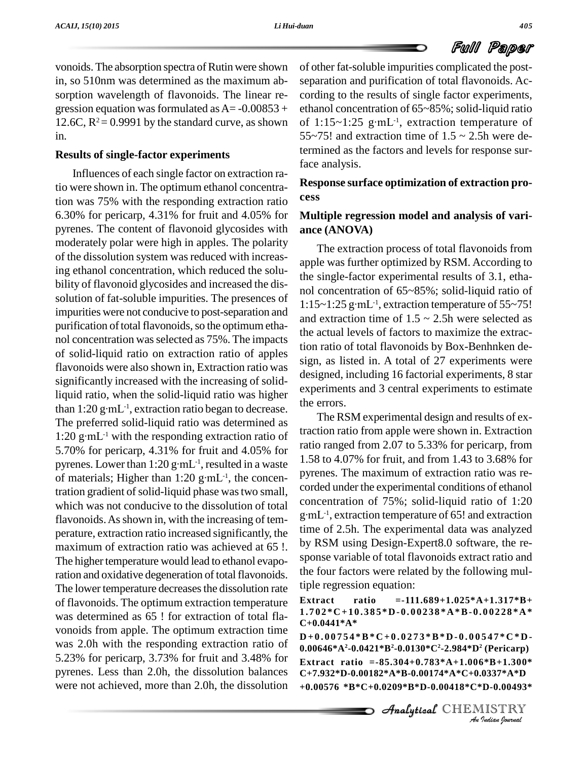vonoids. The absorption spectra of Rutin were shown in, so 510nm was determined as the maximum absorption wavelength of flavonoids. The linear regression equation was formulated as $A= -0.00853 + 12.6C$, $R^2 = 0.9991$ by the standard curve, as shown in.

### Results of single-factor experiments

Influences of each single factor on extraction ratio were shown in. The optimum ethanol concentration was 75% with the responding extraction ratio 6.30% for pericarp, 4.31% for fruit and 4.05% for pyrenes. The content of flavonoid glycosides with moderately polar were high in apples. The polarity of the dissolution system was reduced with increasing ethanol concentration, which reduced the solubility of flavonoid glycosides and increased the dissolution of fat-soluble impurities. The presences of impurities were not conducive to post-separation and purification of total flavonoids, so the optimum ethanol concentration was selected as 75%. The impacts of solid-liquid ratio on extraction ratio of apples flavonoids were also shown in, Extraction ratio was significantly increased with the increasing of solid-liquid ratio, when the solid-liquid ratio was higher than 1:20 g·mL$^{-1}$, extraction ratio began to decrease. The preferred solid-liquid ratio was determined as 1:20 g·mL$^{-1}$ with the responding extraction ratio of 5.70% for pericarp, 4.31% for fruit and 4.05% for pyrenes. Lower than 1:20 g·mL$^{-1}$, resulted in a waste of materials; Higher than 1:20 g·mL$^{-1}$, the concentration gradient of solid-liquid phase was two small, which was not conducive to the dissolution of total flavonoids. As shown in, with the increasing of temperature, extraction ratio increased significantly, the maximum of extraction ratio was achieved at 65 !. The higher temperature would lead to ethanol evaporation and oxidative degeneration of total flavonoids. The lower temperature decreases the dissolution rate of flavonoids. The optimum extraction temperature was determined as 65 ! for extraction of total flavonoids from apple. The optimum extraction time was 2.0h with the responding extraction ratio of 5.23% for pericarp, 3.73% for fruit and 3.48% for pyrenes. Less than 2.0h, the dissolution balances were not achieved, more than 2.0h, the dissolution of other fat-soluble impurities complicated the post-separation and purification of total flavonoids. According to the results of single factor experiments, ethanol concentration of 65~85%; solid-liquid ratio of 1:15~1:25 g·mL$^{-1}$, extraction temperature of 55~75! and extraction time of 1.5 ~ 2.5h were determined as the factors and levels for response surface analysis.

### Response surface optimization of extraction process

### Multiple regression model and analysis of variance (ANOVA)

The extraction process of total flavonoids from apple was further optimized by RSM. According to the single-factor experimental results of 3.1, ethanol concentration of 65~85%; solid-liquid ratio of 1:15~1:25 g·mL$^{-1}$, extraction temperature of 55~75! and extraction time of 1.5 ~ 2.5h were selected as the actual levels of factors to maximize the extraction ratio of total flavonoids by Box-Benhnken design, as listed in. A total of 27 experiments were designed, including 16 factorial experiments, 8 star experiments and 3 central experiments to estimate the errors.

The RSM experimental design and results of extraction ratio from apple were shown in. Extraction ratio ranged from 2.07 to 5.33% for pericarp, from 1.58 to 4.07% for fruit, and from 1.43 to 3.68% for pyrenes. The maximum of extraction ratio was recorded under the experimental conditions of ethanol concentration of 75%; solid-liquid ratio of 1:20 g·mL$^{-1}$, extraction temperature of 65! and extraction time of 2.5h. The experimental data was analyzed by RSM using Design-Expert8.0 software, the response variable of total flavonoids extract ratio and the four factors were related by the following multiple regression equation:

**Extract ratio** $=-111.689+1.025*A+1.317*B+1.702*C+10.385*D-0.00238*A*B-0.00228*A*C+0.0441*A*D+0.00754*B*C+0.0273*B*D-0.00547*C*D-0.00646*A^2-0.0421*B^2-0.0130*C^2-2.984*D^2$ **(Pericarp)**

**Extract ratio** $=-85.304+0.783*A+1.006*B+1.300*C+7.932*D-0.00182*A*B-0.00174*A*C+0.0337*A*D+0.00576*B*C+0.0209*B*D-0.00418*C*D-0.00493*$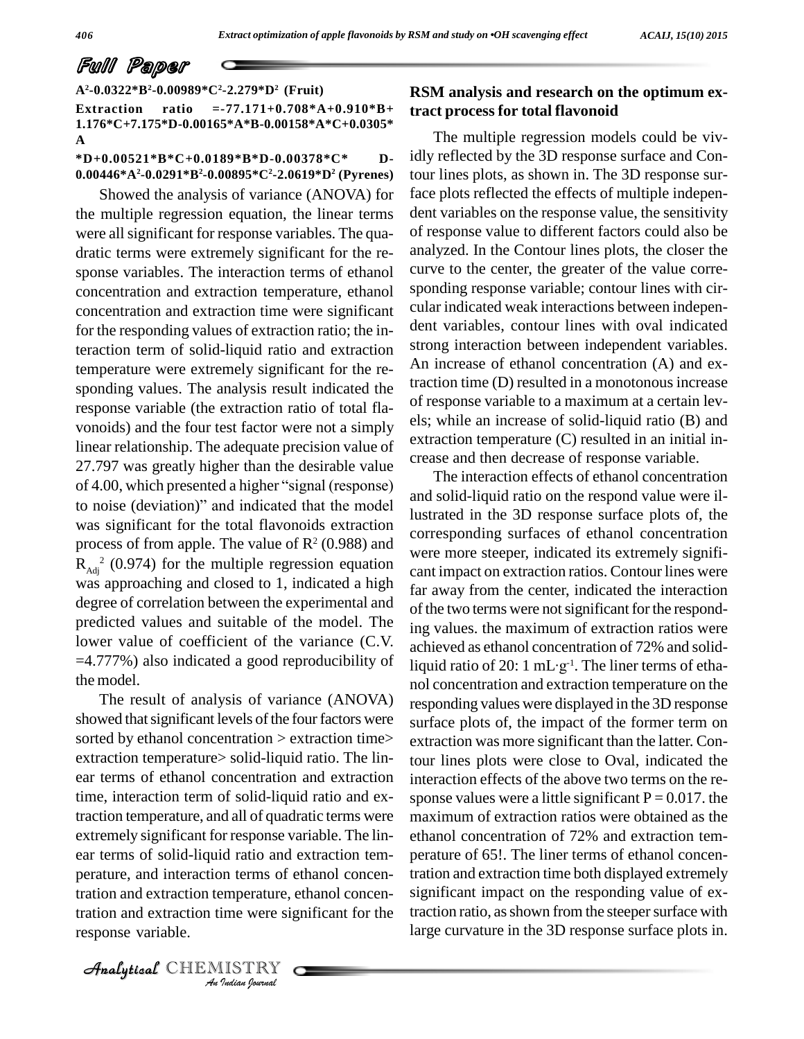$A^2$-0.0322*$B^2$-0.00989*$C^2$-2.279*$D^2$ (Fruit)

Extraction ratio =-77.171+0.708*A+0.910*B+1.176*C+7.175*D-0.00165*A*B-0.00158*A*C+0.0305*A*D+0.00521*B*C+0.0189*B*D-0.00378*C*D-0.00446*$A^2$-0.0291*$B^2$-0.00895*$C^2$-2.0619*$D^2$ (Pyrenes)

Showed the analysis of variance (ANOVA) for the multiple regression equation, the linear terms were all significant for response variables. The quadratic terms were extremely significant for the response variables. The interaction terms of ethanol concentration and extraction temperature, ethanol concentration and extraction time were significant for the responding values of extraction ratio; the interaction term of solid-liquid ratio and extraction temperature were extremely significant for the responding values. The analysis result indicated the response variable (the extraction ratio of total flavonoids) and the four test factor were not a simply linear relationship. The adequate precision value of 27.797 was greatly higher than the desirable value of 4.00, which presented a higher "signal (response) to noise (deviation)" and indicated that the model was significant for the total flavonoids extraction process of from apple. The value of $R^2$ (0.988) and $R_{Adj}^2$ (0.974) for the multiple regression equation was approaching and closed to 1, indicated a high degree of correlation between the experimental and predicted values and suitable of the model. The lower value of coefficient of the variance (C.V. =4.777%) also indicated a good reproducibility of the model.

The result of analysis of variance (ANOVA) showed that significant levels of the four factors were sorted by ethanol concentration > extraction time> extraction temperature> solid-liquid ratio. The linear terms of ethanol concentration and extraction time, interaction term of solid-liquid ratio and extraction temperature, and all of quadratic terms were extremely significant for response variable. The linear terms of solid-liquid ratio and extraction temperature, and interaction terms of ethanol concentration and extraction temperature, ethanol concentration and extraction time were significant for the response variable.

## RSM analysis and research on the optimum extract process for total flavonoid

The multiple regression models could be vividly reflected by the 3D response surface and Contour lines plots, as shown in. The 3D response surface plots reflected the effects of multiple independent variables on the response value, the sensitivity of response value to different factors could also be analyzed. In the Contour lines plots, the closer the curve to the center, the greater of the value corresponding response variable; contour lines with circular indicated weak interactions between independent variables, contour lines with oval indicated strong interaction between independent variables. An increase of ethanol concentration (A) and extraction time (D) resulted in a monotonous increase of response variable to a maximum at a certain levels; while an increase of solid-liquid ratio (B) and extraction temperature (C) resulted in an initial increase and then decrease of response variable.

The interaction effects of ethanol concentration and solid-liquid ratio on the respond value were illustrated in the 3D response surface plots of, the corresponding surfaces of ethanol concentration were more steeper, indicated its extremely significant impact on extraction ratios. Contour lines were far away from the center, indicated the interaction of the two terms were not significant for the responding values. the maximum of extraction ratios were achieved as ethanol concentration of 72% and solid-liquid ratio of 20: 1 mL·$g^{-1}$. The liner terms of ethanol concentration and extraction temperature on the responding values were displayed in the 3D response surface plots of, the impact of the former term on extraction was more significant than the latter. Contour lines plots were close to Oval, indicated the interaction effects of the above two terms on the response values were a little significant P = 0.017. the maximum of extraction ratios were obtained as the ethanol concentration of 72% and extraction temperature of 65!. The liner terms of ethanol concentration and extraction time both displayed extremely significant impact on the responding value of extraction ratio, as shown from the steeper surface with large curvature in the 3D response surface plots in.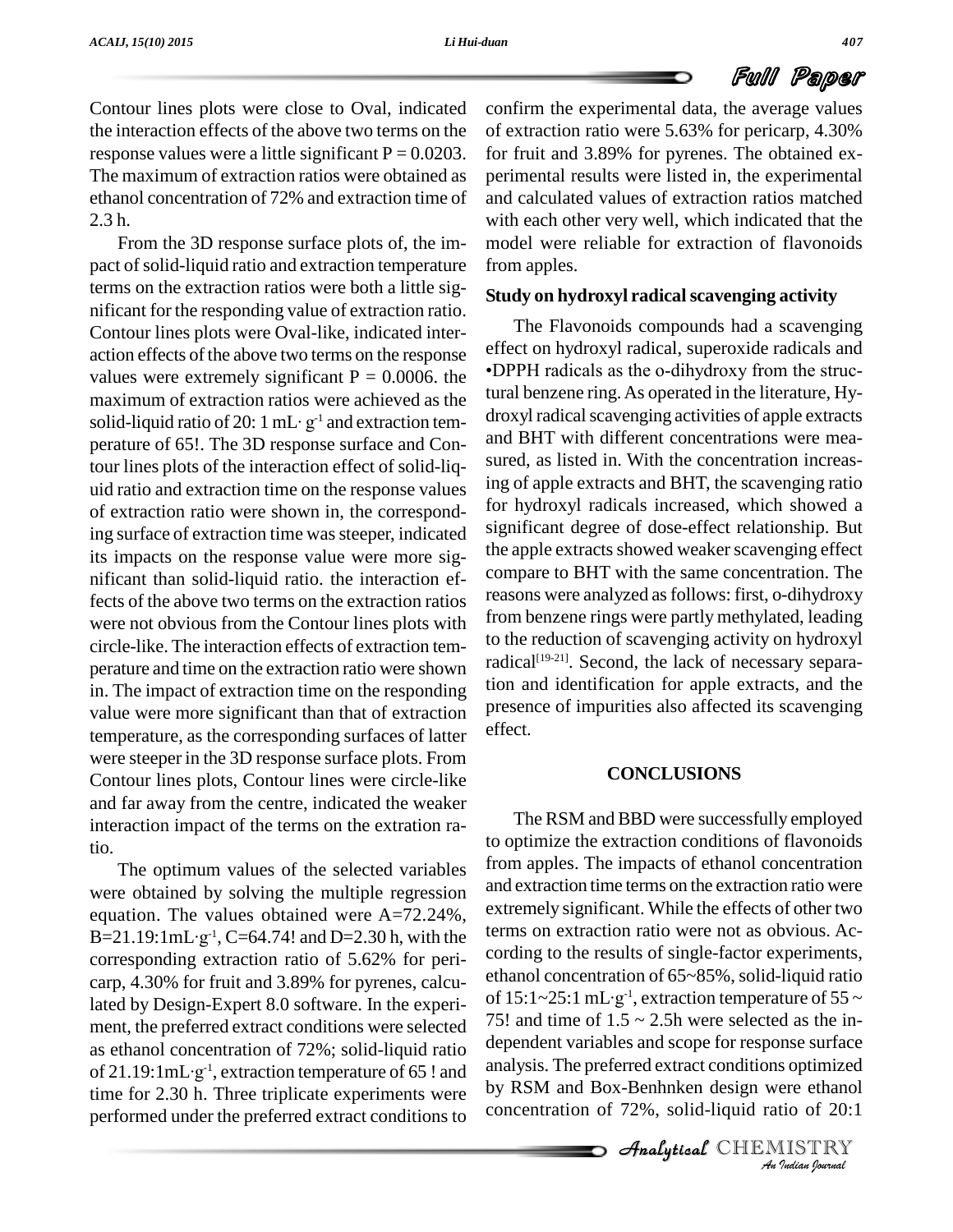Contour lines plots were close to Oval, indicated the interaction effects of the above two terms on the response values were a little significant P = 0.0203. The maximum of extraction ratios were obtained as ethanol concentration of 72% and extraction time of 2.3 h.

From the 3D response surface plots of, the impact of solid-liquid ratio and extraction temperature terms on the extraction ratios were both a little significant for the responding value of extraction ratio. Contour lines plots were Oval-like, indicated interaction effects of the above two terms on the response values were extremely significant P = 0.0006. the maximum of extraction ratios were achieved as the solid-liquid ratio of 20: 1 mL· $g^{-1}$ and extraction temperature of 65!. The 3D response surface and Contour lines plots of the interaction effect of solid-liquid ratio and extraction time on the response values of extraction ratio were shown in, the corresponding surface of extraction time was steeper, indicated its impacts on the response value were more significant than solid-liquid ratio. the interaction effects of the above two terms on the extraction ratios were not obvious from the Contour lines plots with circle-like. The interaction effects of extraction temperature and time on the extraction ratio were shown in. The impact of extraction time on the responding value were more significant than that of extraction temperature, as the corresponding surfaces of latter were steeper in the 3D response surface plots. From Contour lines plots, Contour lines were circle-like and far away from the centre, indicated the weaker interaction impact of the terms on the extration ratio.

The optimum values of the selected variables were obtained by solving the multiple regression equation. The values obtained were A=72.24%, B=21.19:1mL·$g^{-1}$, C=64.74! and D=2.30 h, with the corresponding extraction ratio of 5.62% for pericarp, 4.30% for fruit and 3.89% for pyrenes, calculated by Design-Expert 8.0 software. In the experiment, the preferred extract conditions were selected as ethanol concentration of 72%; solid-liquid ratio of 21.19:1mL·$g^{-1}$, extraction temperature of 65 ! and time for 2.30 h. Three triplicate experiments were performed under the preferred extract conditions to confirm the experimental data, the average values of extraction ratio were 5.63% for pericarp, 4.30% for fruit and 3.89% for pyrenes. The obtained experimental results were listed in, the experimental and calculated values of extraction ratios matched with each other very well, which indicated that the model were reliable for extraction of flavonoids from apples.

### Study on hydroxyl radical scavenging activity

The Flavonoids compounds had a scavenging effect on hydroxyl radical, superoxide radicals and •DPPH radicals as the o-dihydroxy from the structural benzene ring. As operated in the literature, Hydroxyl radical scavenging activities of apple extracts and BHT with different concentrations were measured, as listed in. With the concentration increasing of apple extracts and BHT, the scavenging ratio for hydroxyl radicals increased, which showed a significant degree of dose-effect relationship. But the apple extracts showed weaker scavenging effect compare to BHT with the same concentration. The reasons were analyzed as follows: first, o-dihydroxy from benzene rings were partly methylated, leading to the reduction of scavenging activity on hydroxyl radical[19-21]. Second, the lack of necessary separation and identification for apple extracts, and the presence of impurities also affected its scavenging effect.

## CONCLUSIONS

The RSM and BBD were successfully employed to optimize the extraction conditions of flavonoids from apples. The impacts of ethanol concentration and extraction time terms on the extraction ratio were extremely significant. While the effects of other two terms on extraction ratio were not as obvious. According to the results of single-factor experiments, ethanol concentration of 65~85%, solid-liquid ratio of 15:1~25:1 mL·$g^{-1}$, extraction temperature of 55 ~ 75! and time of 1.5 ~ 2.5h were selected as the independent variables and scope for response surface analysis. The preferred extract conditions optimized by RSM and Box-Benhnken design were ethanol concentration of 72%, solid-liquid ratio of 20:1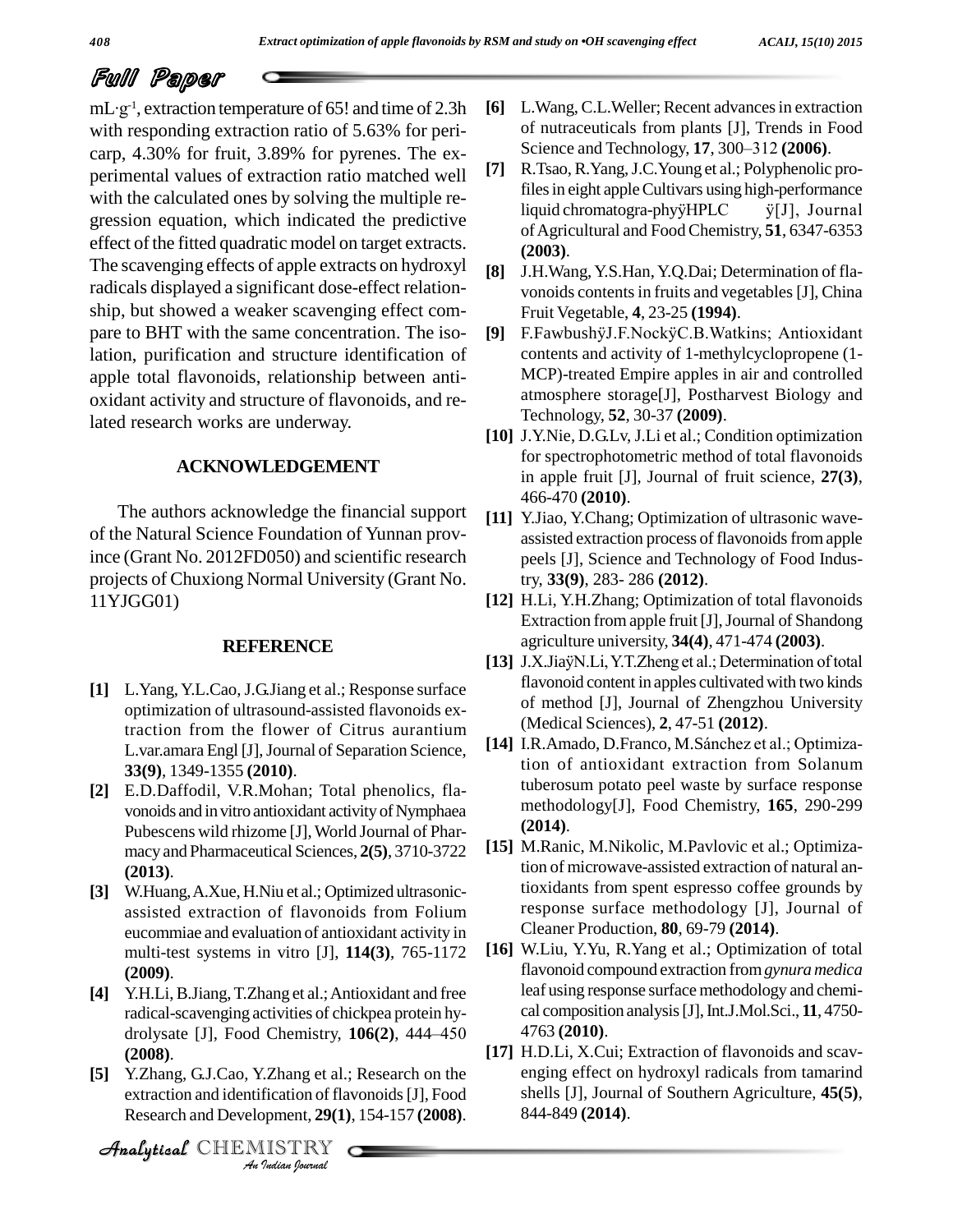mL·g-1, extraction temperature of 65! and time of 2.3h with responding extraction ratio of 5.63% for pericarp, 4.30% for fruit, 3.89% for pyrenes. The experimental values of extraction ratio matched well with the calculated ones by solving the multiple regression equation, which indicated the predictive effect of the fitted quadratic model on target extracts. The scavenging effects of apple extracts on hydroxyl radicals displayed a significant dose-effect relationship, but showed a weaker scavenging effect compare to BHT with the same concentration. The isolation, purification and structure identification of apple total flavonoids, relationship between antioxidant activity and structure of flavonoids, and related research works are underway.

## ACKNOWLEDGEMENT

The authors acknowledge the financial support of the Natural Science Foundation of Yunnan province (Grant No. 2012FD050) and scientific research projects of Chuxiong Normal University (Grant No. 11YJGG01)

## REFERENCE

[1] L.Yang, Y.L.Cao, J.G.Jiang et al.; Response surface optimization of ultrasound-assisted flavonoids extraction from the flower of Citrus aurantium L.var.amara Engl [J], Journal of Separation Science, **33(9)**, 1349-1355 **(2010)**.

[2] E.D.Daffodil, V.R.Mohan; Total phenolics, flavonoids and in vitro antioxidant activity of Nymphaea Pubescens wild rhizome [J], World Journal of Pharmacy and Pharmaceutical Sciences, **2(5)**, 3710-3722 **(2013)**.

[3] W.Huang, A.Xue, H.Niu et al.; Optimized ultrasonic-assisted extraction of flavonoids from Folium eucommiae and evaluation of antioxidant activity in multi-test systems in vitro [J], **114(3)**, 765-1172 **(2009)**.

[4] Y.H.Li, B.Jiang, T.Zhang et al.; Antioxidant and free radical-scavenging activities of chickpea protein hydrolysate [J], Food Chemistry, **106(2)**, 444–450 **(2008)**.

[5] Y.Zhang, G.J.Cao, Y.Zhang et al.; Research on the extraction and identification of flavonoids [J], Food Research and Development, **29(1)**, 154-157 **(2008)**.

[6] L.Wang, C.L.Weller; Recent advances in extraction of nutraceuticals from plants [J], Trends in Food Science and Technology, **17**, 300–312 **(2006)**.

[7] R.Tsao, R.Yang, J.C.Young et al.; Polyphenolic profiles in eight apple Cultivars using high-performance liquid chromatogra-phyÿHPLC ÿ[J], Journal of Agricultural and Food Chemistry, **51**, 6347-6353 **(2003)**.

[8] J.H.Wang, Y.S.Han, Y.Q.Dai; Determination of flavonoids contents in fruits and vegetables [J], China Fruit Vegetable, **4**, 23-25 **(1994)**.

[9] F.FawbushÿJ.F.NockÿC.B.Watkins; Antioxidant contents and activity of 1-methylcyclopropene (1-MCP)-treated Empire apples in air and controlled atmosphere storage[J], Postharvest Biology and Technology, **52**, 30-37 **(2009)**.

[10] J.Y.Nie, D.G.Lv, J.Li et al.; Condition optimization for spectrophotometric method of total flavonoids in apple fruit [J], Journal of fruit science, **27(3)**, 466-470 **(2010)**.

[11] Y.Jiao, Y.Chang; Optimization of ultrasonic wave-assisted extraction process of flavonoids from apple peels [J], Science and Technology of Food Industry, **33(9)**, 283- 286 **(2012)**.

[12] H.Li, Y.H.Zhang; Optimization of total flavonoids Extraction from apple fruit [J], Journal of Shandong agriculture university, **34(4)**, 471-474 **(2003)**.

[13] J.X.JiaÿN.Li, Y.T.Zheng et al.; Determination of total flavonoid content in apples cultivated with two kinds of method [J], Journal of Zhengzhou University (Medical Sciences), **2**, 47-51 **(2012)**.

[14] I.R.Amado, D.Franco, M.Sánchez et al.; Optimization of antioxidant extraction from Solanum tuberosum potato peel waste by surface response methodology[J], Food Chemistry, **165**, 290-299 **(2014)**.

[15] M.Ranic, M.Nikolic, M.Pavlovic et al.; Optimization of microwave-assisted extraction of natural antioxidants from spent espresso coffee grounds by response surface methodology [J], Journal of Cleaner Production, **80**, 69-79 **(2014)**.

[16] W.Liu, Y.Yu, R.Yang et al.; Optimization of total flavonoid compound extraction from *gynura medica* leaf using response surface methodology and chemical composition analysis [J], Int.J.Mol.Sci., **11**, 4750-4763 **(2010)**.

[17] H.D.Li, X.Cui; Extraction of flavonoids and scavenging effect on hydroxyl radicals from tamarind shells [J], Journal of Southern Agriculture, **45(5)**, 844-849 **(2014)**.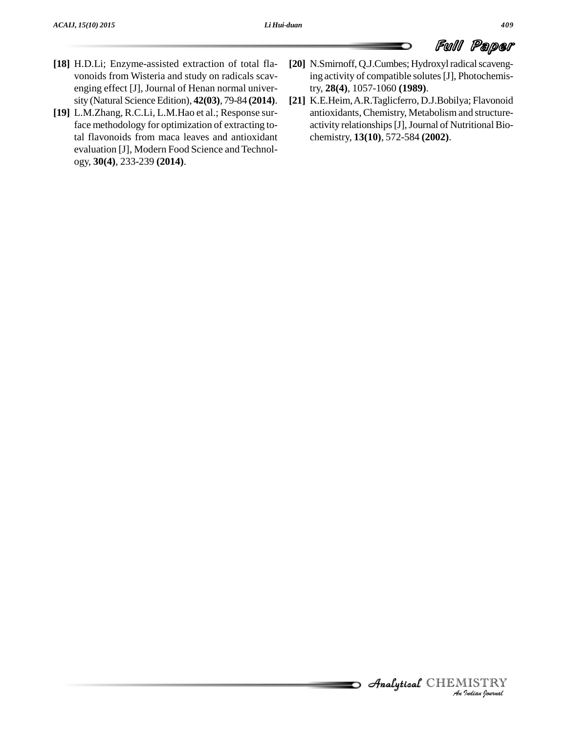**[18]** H.D.Li; Enzyme-assisted extraction of total flavonoids from Wisteria and study on radicals scavenging effect [J], Journal of Henan normal university (Natural Science Edition), **42(03)**, 79-84 **(2014)**.

**[19]** L.M.Zhang, R.C.Li, L.M.Hao et al.; Response surface methodology for optimization of extracting total flavonoids from maca leaves and antioxidant evaluation [J], Modern Food Science and Technology, **30(4)**, 233-239 **(2014)**.

**[20]** N.Smirnoff, Q.J.Cumbes; Hydroxyl radical scavenging activity of compatible solutes [J], Photochemistry, **28(4)**, 1057-1060 **(1989)**.

**[21]** K.E.Heim, A.R.Taglicferro, D.J.Bobilya; Flavonoid antioxidants, Chemistry, Metabolism and structure-activity relationships [J], Journal of Nutritional Biochemistry, **13(10)**, 572-584 **(2002)**.